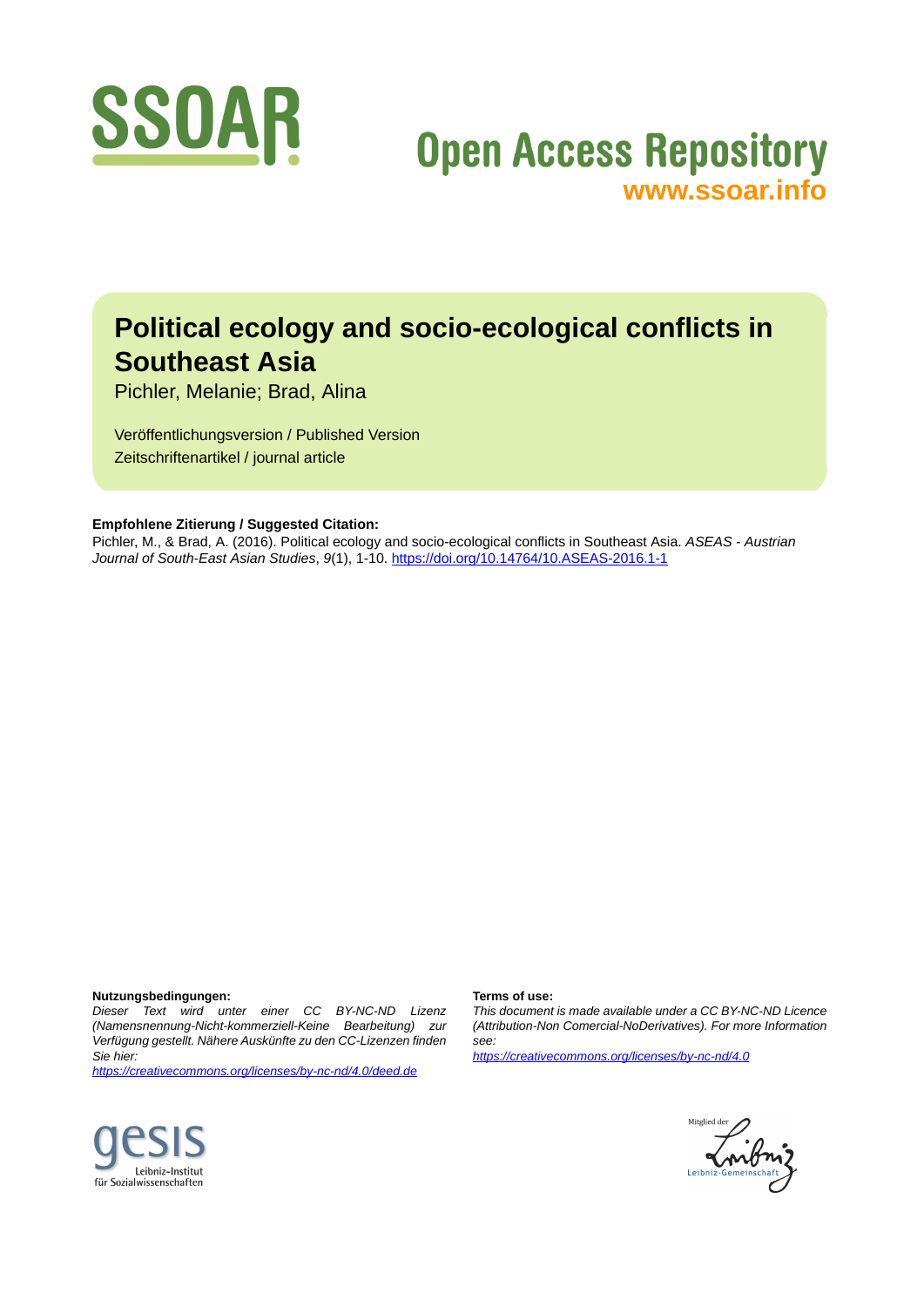# Political ecology and socio-ecological conflicts in Southeast Asia

Pichler, Melanie; Brad, Alina

Veröffentlichungsversion / Published Version
Zeitschriftenartikel / journal article

**Empfohlene Zitierung / Suggested Citation:**
Pichler, M., & Brad, A. (2016). Political ecology and socio-ecological conflicts in Southeast Asia. *ASEAS - Austrian Journal of South-East Asian Studies*, *9*(1), 1-10. https://doi.org/10.14764/10.ASEAS-2016.1-1

**Nutzungsbedingungen:**
*Dieser Text wird unter einer CC BY-NC-ND Lizenz (Namensnennung-Nicht-kommerziell-Keine Bearbeitung) zur Verfügung gestellt. Nähere Auskünfte zu den CC-Lizenzen finden Sie hier:*
*https://creativecommons.org/licenses/by-nc-nd/4.0/deed.de*

**Terms of use:**
*This document is made available under a CC BY-NC-ND Licence (Attribution-Non Comercial-NoDerivatives). For more Information see:*
*https://creativecommons.org/licenses/by-nc-nd/4.0*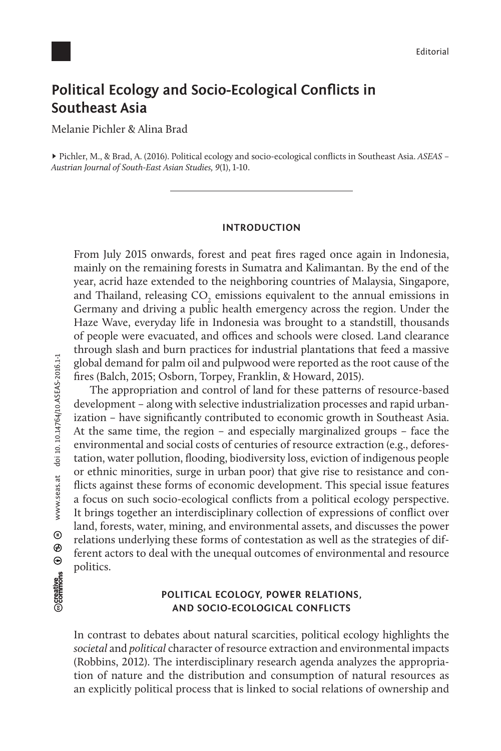# Political Ecology and Socio-Ecological Conflicts in Southeast Asia

Melanie Pichler & Alina Brad

▸ Pichler, M., & Brad, A. (2016). Political ecology and socio-ecological conflicts in Southeast Asia. *ASEAS – Austrian Journal of South-East Asian Studies, 9*(1), 1-10.

---

## INTRODUCTION

From July 2015 onwards, forest and peat fires raged once again in Indonesia, mainly on the remaining forests in Sumatra and Kalimantan. By the end of the year, acrid haze extended to the neighboring countries of Malaysia, Singapore, and Thailand, releasing $CO_2$ emissions equivalent to the annual emissions in Germany and driving a public health emergency across the region. Under the Haze Wave, everyday life in Indonesia was brought to a standstill, thousands of people were evacuated, and offices and schools were closed. Land clearance through slash and burn practices for industrial plantations that feed a massive global demand for palm oil and pulpwood were reported as the root cause of the fires (Balch, 2015; Osborn, Torpey, Franklin, & Howard, 2015).

The appropriation and control of land for these patterns of resource-based development – along with selective industrialization processes and rapid urbanization – have significantly contributed to economic growth in Southeast Asia. At the same time, the region – and especially marginalized groups – face the environmental and social costs of centuries of resource extraction (e.g., deforestation, water pollution, flooding, biodiversity loss, eviction of indigenous people or ethnic minorities, surge in urban poor) that give rise to resistance and conflicts against these forms of economic development. This special issue features a focus on such socio-ecological conflicts from a political ecology perspective. It brings together an interdisciplinary collection of expressions of conflict over land, forests, water, mining, and environmental assets, and discusses the power relations underlying these forms of contestation as well as the strategies of different actors to deal with the unequal outcomes of environmental and resource politics.

## POLITICAL ECOLOGY, POWER RELATIONS, AND SOCIO-ECOLOGICAL CONFLICTS

In contrast to debates about natural scarcities, political ecology highlights the *societal* and *political* character of resource extraction and environmental impacts (Robbins, 2012). The interdisciplinary research agenda analyzes the appropriation of nature and the distribution and consumption of natural resources as an explicitly political process that is linked to social relations of ownership and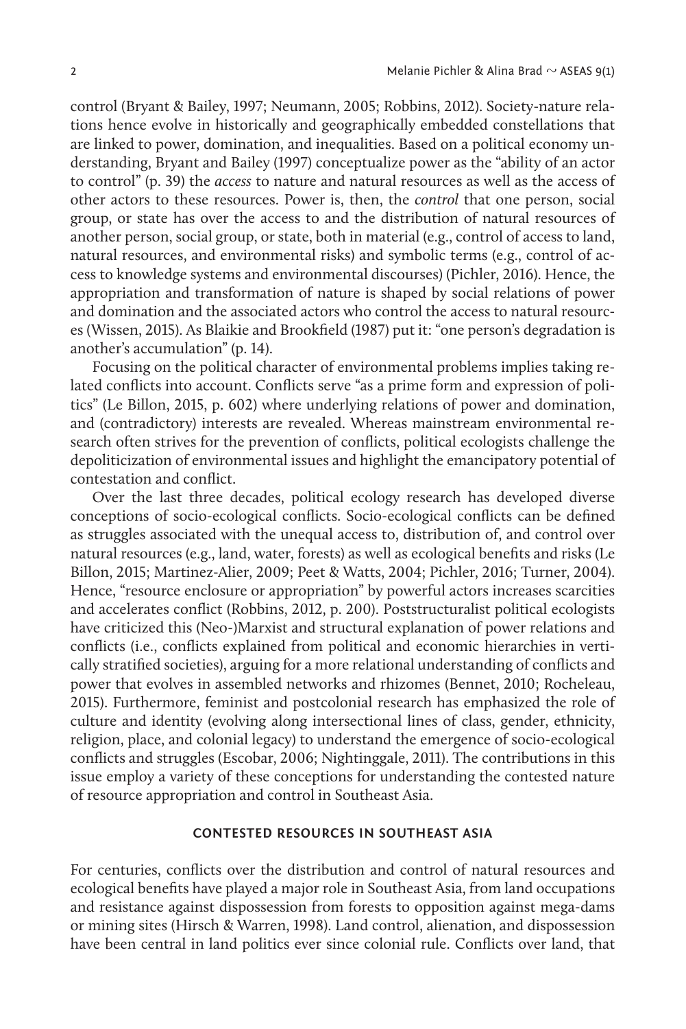control (Bryant & Bailey, 1997; Neumann, 2005; Robbins, 2012). Society-nature relations hence evolve in historically and geographically embedded constellations that are linked to power, domination, and inequalities. Based on a political economy understanding, Bryant and Bailey (1997) conceptualize power as the "ability of an actor to control" (p. 39) the *access* to nature and natural resources as well as the access of other actors to these resources. Power is, then, the *control* that one person, social group, or state has over the access to and the distribution of natural resources of another person, social group, or state, both in material (e.g., control of access to land, natural resources, and environmental risks) and symbolic terms (e.g., control of access to knowledge systems and environmental discourses) (Pichler, 2016). Hence, the appropriation and transformation of nature is shaped by social relations of power and domination and the associated actors who control the access to natural resources (Wissen, 2015). As Blaikie and Brookfield (1987) put it: "one person's degradation is another's accumulation" (p. 14).

Focusing on the political character of environmental problems implies taking related conflicts into account. Conflicts serve "as a prime form and expression of politics" (Le Billon, 2015, p. 602) where underlying relations of power and domination, and (contradictory) interests are revealed. Whereas mainstream environmental research often strives for the prevention of conflicts, political ecologists challenge the depoliticization of environmental issues and highlight the emancipatory potential of contestation and conflict.

Over the last three decades, political ecology research has developed diverse conceptions of socio-ecological conflicts. Socio-ecological conflicts can be defined as struggles associated with the unequal access to, distribution of, and control over natural resources (e.g., land, water, forests) as well as ecological benefits and risks (Le Billon, 2015; Martinez-Alier, 2009; Peet & Watts, 2004; Pichler, 2016; Turner, 2004). Hence, "resource enclosure or appropriation" by powerful actors increases scarcities and accelerates conflict (Robbins, 2012, p. 200). Poststructuralist political ecologists have criticized this (Neo-)Marxist and structural explanation of power relations and conflicts (i.e., conflicts explained from political and economic hierarchies in vertically stratified societies), arguing for a more relational understanding of conflicts and power that evolves in assembled networks and rhizomes (Bennet, 2010; Rocheleau, 2015). Furthermore, feminist and postcolonial research has emphasized the role of culture and identity (evolving along intersectional lines of class, gender, ethnicity, religion, place, and colonial legacy) to understand the emergence of socio-ecological conflicts and struggles (Escobar, 2006; Nightinggale, 2011). The contributions in this issue employ a variety of these conceptions for understanding the contested nature of resource appropriation and control in Southeast Asia.

## CONTESTED RESOURCES IN SOUTHEAST ASIA

For centuries, conflicts over the distribution and control of natural resources and ecological benefits have played a major role in Southeast Asia, from land occupations and resistance against dispossession from forests to opposition against mega-dams or mining sites (Hirsch & Warren, 1998). Land control, alienation, and dispossession have been central in land politics ever since colonial rule. Conflicts over land, that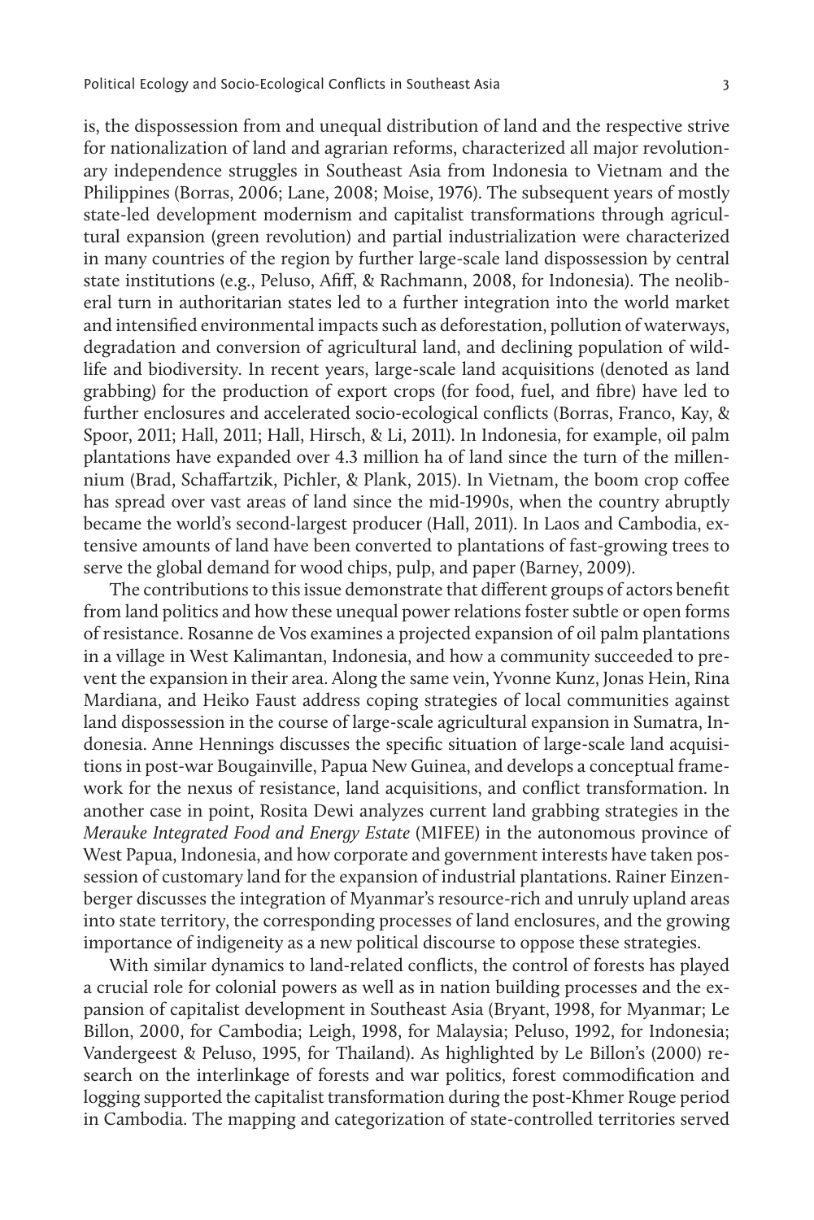is, the dispossession from and unequal distribution of land and the respective strive for nationalization of land and agrarian reforms, characterized all major revolutionary independence struggles in Southeast Asia from Indonesia to Vietnam and the Philippines (Borras, 2006; Lane, 2008; Moise, 1976). The subsequent years of mostly state-led development modernism and capitalist transformations through agricultural expansion (green revolution) and partial industrialization were characterized in many countries of the region by further large-scale land dispossession by central state institutions (e.g., Peluso, Afiff, & Rachmann, 2008, for Indonesia). The neoliberal turn in authoritarian states led to a further integration into the world market and intensified environmental impacts such as deforestation, pollution of waterways, degradation and conversion of agricultural land, and declining population of wildlife and biodiversity. In recent years, large-scale land acquisitions (denoted as land grabbing) for the production of export crops (for food, fuel, and fibre) have led to further enclosures and accelerated socio-ecological conflicts (Borras, Franco, Kay, & Spoor, 2011; Hall, 2011; Hall, Hirsch, & Li, 2011). In Indonesia, for example, oil palm plantations have expanded over 4.3 million ha of land since the turn of the millennium (Brad, Schaffartzik, Pichler, & Plank, 2015). In Vietnam, the boom crop coffee has spread over vast areas of land since the mid-1990s, when the country abruptly became the world's second-largest producer (Hall, 2011). In Laos and Cambodia, extensive amounts of land have been converted to plantations of fast-growing trees to serve the global demand for wood chips, pulp, and paper (Barney, 2009).

The contributions to this issue demonstrate that different groups of actors benefit from land politics and how these unequal power relations foster subtle or open forms of resistance. Rosanne de Vos examines a projected expansion of oil palm plantations in a village in West Kalimantan, Indonesia, and how a community succeeded to prevent the expansion in their area. Along the same vein, Yvonne Kunz, Jonas Hein, Rina Mardiana, and Heiko Faust address coping strategies of local communities against land dispossession in the course of large-scale agricultural expansion in Sumatra, Indonesia. Anne Hennings discusses the specific situation of large-scale land acquisitions in post-war Bougainville, Papua New Guinea, and develops a conceptual framework for the nexus of resistance, land acquisitions, and conflict transformation. In another case in point, Rosita Dewi analyzes current land grabbing strategies in the *Merauke Integrated Food and Energy Estate* (MIFEE) in the autonomous province of West Papua, Indonesia, and how corporate and government interests have taken possession of customary land for the expansion of industrial plantations. Rainer Einzenberger discusses the integration of Myanmar's resource-rich and unruly upland areas into state territory, the corresponding processes of land enclosures, and the growing importance of indigeneity as a new political discourse to oppose these strategies.

With similar dynamics to land-related conflicts, the control of forests has played a crucial role for colonial powers as well as in nation building processes and the expansion of capitalist development in Southeast Asia (Bryant, 1998, for Myanmar; Le Billon, 2000, for Cambodia; Leigh, 1998, for Malaysia; Peluso, 1992, for Indonesia; Vandergeest & Peluso, 1995, for Thailand). As highlighted by Le Billon's (2000) research on the interlinkage of forests and war politics, forest commodification and logging supported the capitalist transformation during the post-Khmer Rouge period in Cambodia. The mapping and categorization of state-controlled territories served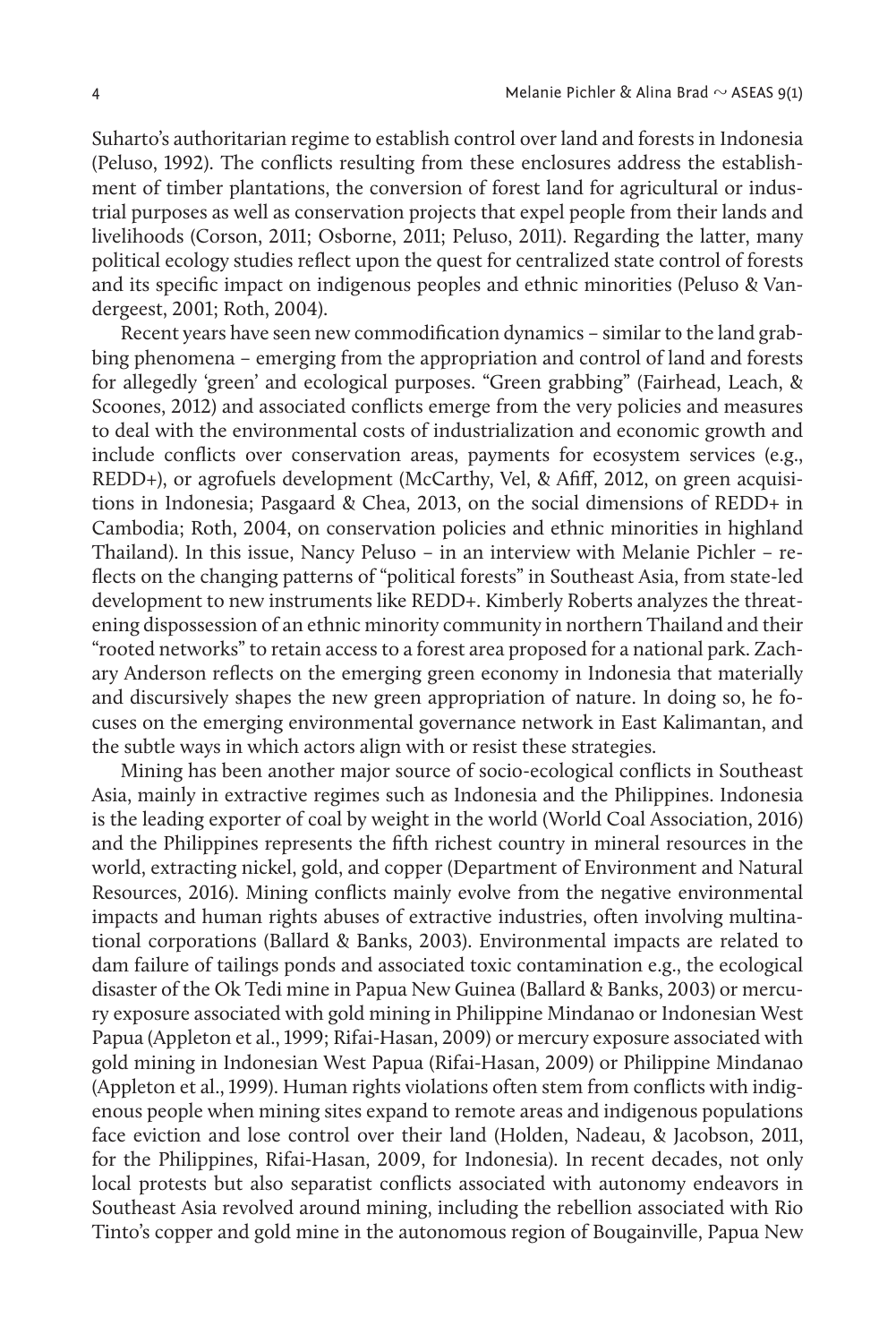Suharto's authoritarian regime to establish control over land and forests in Indonesia (Peluso, 1992). The conflicts resulting from these enclosures address the establishment of timber plantations, the conversion of forest land for agricultural or industrial purposes as well as conservation projects that expel people from their lands and livelihoods (Corson, 2011; Osborne, 2011; Peluso, 2011). Regarding the latter, many political ecology studies reflect upon the quest for centralized state control of forests and its specific impact on indigenous peoples and ethnic minorities (Peluso & Vandergeest, 2001; Roth, 2004).

Recent years have seen new commodification dynamics – similar to the land grabbing phenomena – emerging from the appropriation and control of land and forests for allegedly 'green' and ecological purposes. "Green grabbing" (Fairhead, Leach, & Scoones, 2012) and associated conflicts emerge from the very policies and measures to deal with the environmental costs of industrialization and economic growth and include conflicts over conservation areas, payments for ecosystem services (e.g., REDD+), or agrofuels development (McCarthy, Vel, & Afiff, 2012, on green acquisitions in Indonesia; Pasgaard & Chea, 2013, on the social dimensions of REDD+ in Cambodia; Roth, 2004, on conservation policies and ethnic minorities in highland Thailand). In this issue, Nancy Peluso – in an interview with Melanie Pichler – reflects on the changing patterns of "political forests" in Southeast Asia, from state-led development to new instruments like REDD+. Kimberly Roberts analyzes the threatening dispossession of an ethnic minority community in northern Thailand and their "rooted networks" to retain access to a forest area proposed for a national park. Zachary Anderson reflects on the emerging green economy in Indonesia that materially and discursively shapes the new green appropriation of nature. In doing so, he focuses on the emerging environmental governance network in East Kalimantan, and the subtle ways in which actors align with or resist these strategies.

Mining has been another major source of socio-ecological conflicts in Southeast Asia, mainly in extractive regimes such as Indonesia and the Philippines. Indonesia is the leading exporter of coal by weight in the world (World Coal Association, 2016) and the Philippines represents the fifth richest country in mineral resources in the world, extracting nickel, gold, and copper (Department of Environment and Natural Resources, 2016). Mining conflicts mainly evolve from the negative environmental impacts and human rights abuses of extractive industries, often involving multinational corporations (Ballard & Banks, 2003). Environmental impacts are related to dam failure of tailings ponds and associated toxic contamination e.g., the ecological disaster of the Ok Tedi mine in Papua New Guinea (Ballard & Banks, 2003) or mercury exposure associated with gold mining in Philippine Mindanao or Indonesian West Papua (Appleton et al., 1999; Rifai-Hasan, 2009) or mercury exposure associated with gold mining in Indonesian West Papua (Rifai-Hasan, 2009) or Philippine Mindanao (Appleton et al., 1999). Human rights violations often stem from conflicts with indigenous people when mining sites expand to remote areas and indigenous populations face eviction and lose control over their land (Holden, Nadeau, & Jacobson, 2011, for the Philippines, Rifai-Hasan, 2009, for Indonesia). In recent decades, not only local protests but also separatist conflicts associated with autonomy endeavors in Southeast Asia revolved around mining, including the rebellion associated with Rio Tinto's copper and gold mine in the autonomous region of Bougainville, Papua New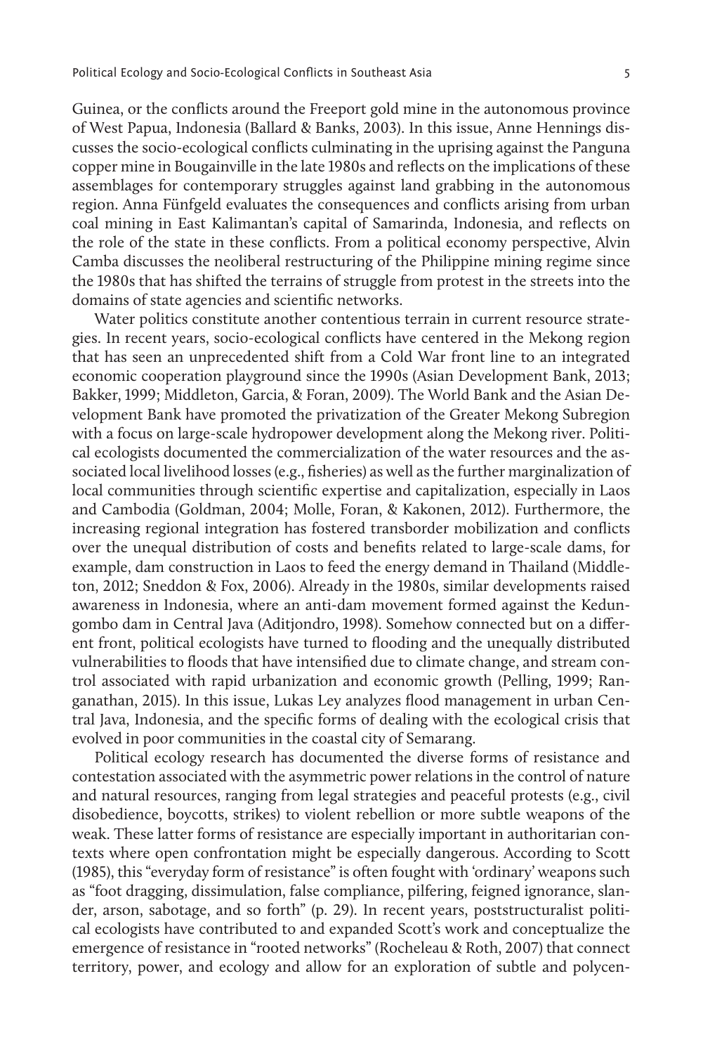Guinea, or the conflicts around the Freeport gold mine in the autonomous province of West Papua, Indonesia (Ballard & Banks, 2003). In this issue, Anne Hennings discusses the socio-ecological conflicts culminating in the uprising against the Panguna copper mine in Bougainville in the late 1980s and reflects on the implications of these assemblages for contemporary struggles against land grabbing in the autonomous region. Anna Fünfgeld evaluates the consequences and conflicts arising from urban coal mining in East Kalimantan's capital of Samarinda, Indonesia, and reflects on the role of the state in these conflicts. From a political economy perspective, Alvin Camba discusses the neoliberal restructuring of the Philippine mining regime since the 1980s that has shifted the terrains of struggle from protest in the streets into the domains of state agencies and scientific networks.

Water politics constitute another contentious terrain in current resource strategies. In recent years, socio-ecological conflicts have centered in the Mekong region that has seen an unprecedented shift from a Cold War front line to an integrated economic cooperation playground since the 1990s (Asian Development Bank, 2013; Bakker, 1999; Middleton, Garcia, & Foran, 2009). The World Bank and the Asian Development Bank have promoted the privatization of the Greater Mekong Subregion with a focus on large-scale hydropower development along the Mekong river. Political ecologists documented the commercialization of the water resources and the associated local livelihood losses (e.g., fisheries) as well as the further marginalization of local communities through scientific expertise and capitalization, especially in Laos and Cambodia (Goldman, 2004; Molle, Foran, & Kakonen, 2012). Furthermore, the increasing regional integration has fostered transborder mobilization and conflicts over the unequal distribution of costs and benefits related to large-scale dams, for example, dam construction in Laos to feed the energy demand in Thailand (Middleton, 2012; Sneddon & Fox, 2006). Already in the 1980s, similar developments raised awareness in Indonesia, where an anti-dam movement formed against the Kedungombo dam in Central Java (Aditjondro, 1998). Somehow connected but on a different front, political ecologists have turned to flooding and the unequally distributed vulnerabilities to floods that have intensified due to climate change, and stream control associated with rapid urbanization and economic growth (Pelling, 1999; Ranganathan, 2015). In this issue, Lukas Ley analyzes flood management in urban Central Java, Indonesia, and the specific forms of dealing with the ecological crisis that evolved in poor communities in the coastal city of Semarang.

Political ecology research has documented the diverse forms of resistance and contestation associated with the asymmetric power relations in the control of nature and natural resources, ranging from legal strategies and peaceful protests (e.g., civil disobedience, boycotts, strikes) to violent rebellion or more subtle weapons of the weak. These latter forms of resistance are especially important in authoritarian contexts where open confrontation might be especially dangerous. According to Scott (1985), this "everyday form of resistance" is often fought with 'ordinary' weapons such as "foot dragging, dissimulation, false compliance, pilfering, feigned ignorance, slander, arson, sabotage, and so forth" (p. 29). In recent years, poststructuralist political ecologists have contributed to and expanded Scott's work and conceptualize the emergence of resistance in "rooted networks" (Rocheleau & Roth, 2007) that connect territory, power, and ecology and allow for an exploration of subtle and polycen-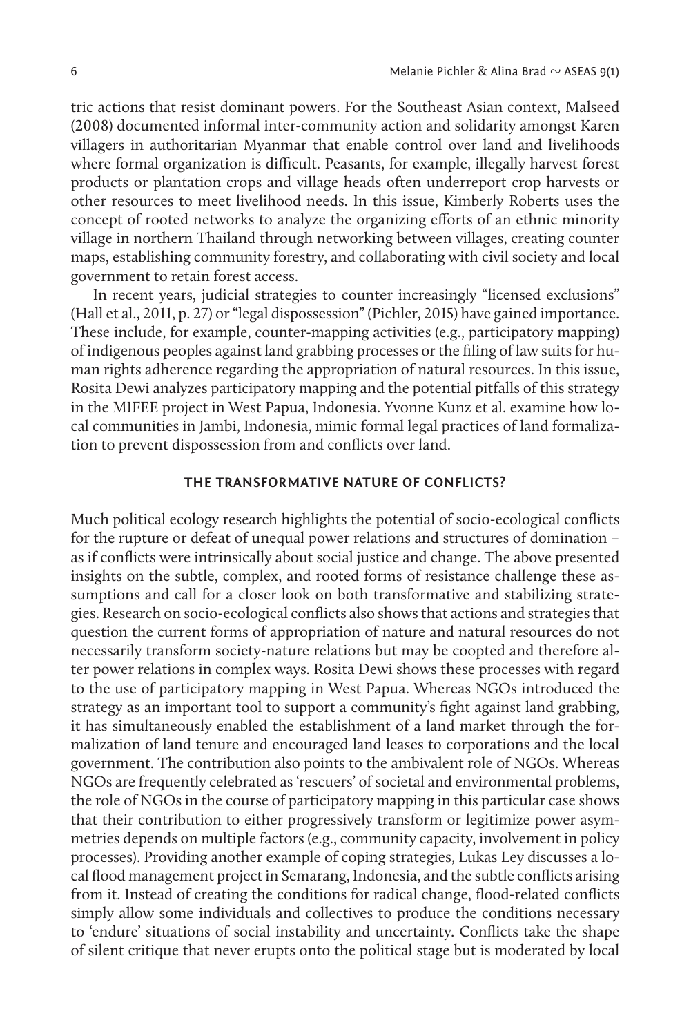tric actions that resist dominant powers. For the Southeast Asian context, Malseed (2008) documented informal inter-community action and solidarity amongst Karen villagers in authoritarian Myanmar that enable control over land and livelihoods where formal organization is difficult. Peasants, for example, illegally harvest forest products or plantation crops and village heads often underreport crop harvests or other resources to meet livelihood needs. In this issue, Kimberly Roberts uses the concept of rooted networks to analyze the organizing efforts of an ethnic minority village in northern Thailand through networking between villages, creating counter maps, establishing community forestry, and collaborating with civil society and local government to retain forest access.

In recent years, judicial strategies to counter increasingly "licensed exclusions" (Hall et al., 2011, p. 27) or "legal dispossession" (Pichler, 2015) have gained importance. These include, for example, counter-mapping activities (e.g., participatory mapping) of indigenous peoples against land grabbing processes or the filing of law suits for human rights adherence regarding the appropriation of natural resources. In this issue, Rosita Dewi analyzes participatory mapping and the potential pitfalls of this strategy in the MIFEE project in West Papua, Indonesia. Yvonne Kunz et al. examine how local communities in Jambi, Indonesia, mimic formal legal practices of land formalization to prevent dispossession from and conflicts over land.

## THE TRANSFORMATIVE NATURE OF CONFLICTS?

Much political ecology research highlights the potential of socio-ecological conflicts for the rupture or defeat of unequal power relations and structures of domination – as if conflicts were intrinsically about social justice and change. The above presented insights on the subtle, complex, and rooted forms of resistance challenge these assumptions and call for a closer look on both transformative and stabilizing strategies. Research on socio-ecological conflicts also shows that actions and strategies that question the current forms of appropriation of nature and natural resources do not necessarily transform society-nature relations but may be coopted and therefore alter power relations in complex ways. Rosita Dewi shows these processes with regard to the use of participatory mapping in West Papua. Whereas NGOs introduced the strategy as an important tool to support a community's fight against land grabbing, it has simultaneously enabled the establishment of a land market through the formalization of land tenure and encouraged land leases to corporations and the local government. The contribution also points to the ambivalent role of NGOs. Whereas NGOs are frequently celebrated as 'rescuers' of societal and environmental problems, the role of NGOs in the course of participatory mapping in this particular case shows that their contribution to either progressively transform or legitimize power asymmetries depends on multiple factors (e.g., community capacity, involvement in policy processes). Providing another example of coping strategies, Lukas Ley discusses a local flood management project in Semarang, Indonesia, and the subtle conflicts arising from it. Instead of creating the conditions for radical change, flood-related conflicts simply allow some individuals and collectives to produce the conditions necessary to 'endure' situations of social instability and uncertainty. Conflicts take the shape of silent critique that never erupts onto the political stage but is moderated by local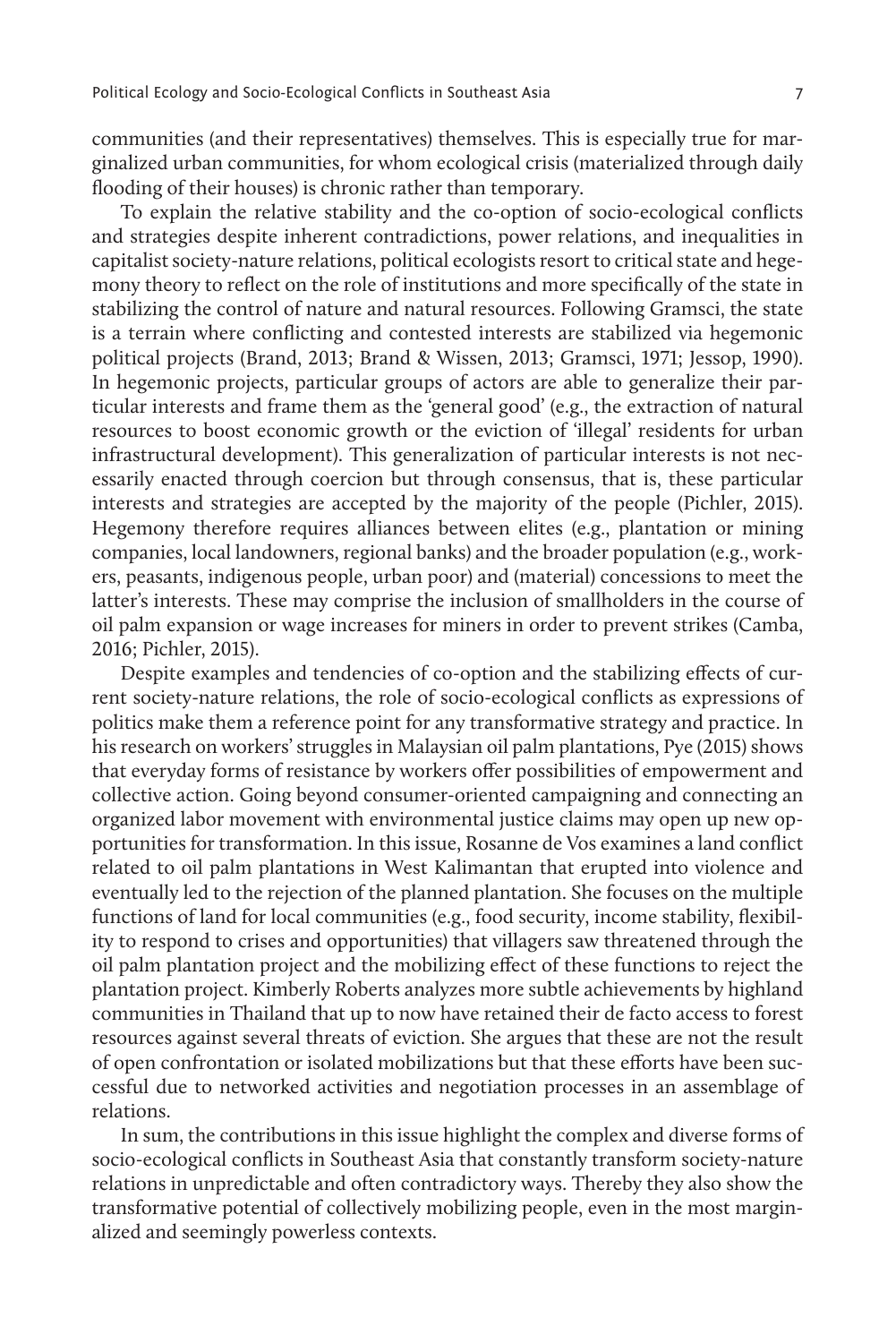communities (and their representatives) themselves. This is especially true for marginalized urban communities, for whom ecological crisis (materialized through daily flooding of their houses) is chronic rather than temporary.

To explain the relative stability and the co-option of socio-ecological conflicts and strategies despite inherent contradictions, power relations, and inequalities in capitalist society-nature relations, political ecologists resort to critical state and hegemony theory to reflect on the role of institutions and more specifically of the state in stabilizing the control of nature and natural resources. Following Gramsci, the state is a terrain where conflicting and contested interests are stabilized via hegemonic political projects (Brand, 2013; Brand & Wissen, 2013; Gramsci, 1971; Jessop, 1990). In hegemonic projects, particular groups of actors are able to generalize their particular interests and frame them as the 'general good' (e.g., the extraction of natural resources to boost economic growth or the eviction of 'illegal' residents for urban infrastructural development). This generalization of particular interests is not necessarily enacted through coercion but through consensus, that is, these particular interests and strategies are accepted by the majority of the people (Pichler, 2015). Hegemony therefore requires alliances between elites (e.g., plantation or mining companies, local landowners, regional banks) and the broader population (e.g., workers, peasants, indigenous people, urban poor) and (material) concessions to meet the latter's interests. These may comprise the inclusion of smallholders in the course of oil palm expansion or wage increases for miners in order to prevent strikes (Camba, 2016; Pichler, 2015).

Despite examples and tendencies of co-option and the stabilizing effects of current society-nature relations, the role of socio-ecological conflicts as expressions of politics make them a reference point for any transformative strategy and practice. In his research on workers' struggles in Malaysian oil palm plantations, Pye (2015) shows that everyday forms of resistance by workers offer possibilities of empowerment and collective action. Going beyond consumer-oriented campaigning and connecting an organized labor movement with environmental justice claims may open up new opportunities for transformation. In this issue, Rosanne de Vos examines a land conflict related to oil palm plantations in West Kalimantan that erupted into violence and eventually led to the rejection of the planned plantation. She focuses on the multiple functions of land for local communities (e.g., food security, income stability, flexibility to respond to crises and opportunities) that villagers saw threatened through the oil palm plantation project and the mobilizing effect of these functions to reject the plantation project. Kimberly Roberts analyzes more subtle achievements by highland communities in Thailand that up to now have retained their de facto access to forest resources against several threats of eviction. She argues that these are not the result of open confrontation or isolated mobilizations but that these efforts have been successful due to networked activities and negotiation processes in an assemblage of relations.

In sum, the contributions in this issue highlight the complex and diverse forms of socio-ecological conflicts in Southeast Asia that constantly transform society-nature relations in unpredictable and often contradictory ways. Thereby they also show the transformative potential of collectively mobilizing people, even in the most marginalized and seemingly powerless contexts.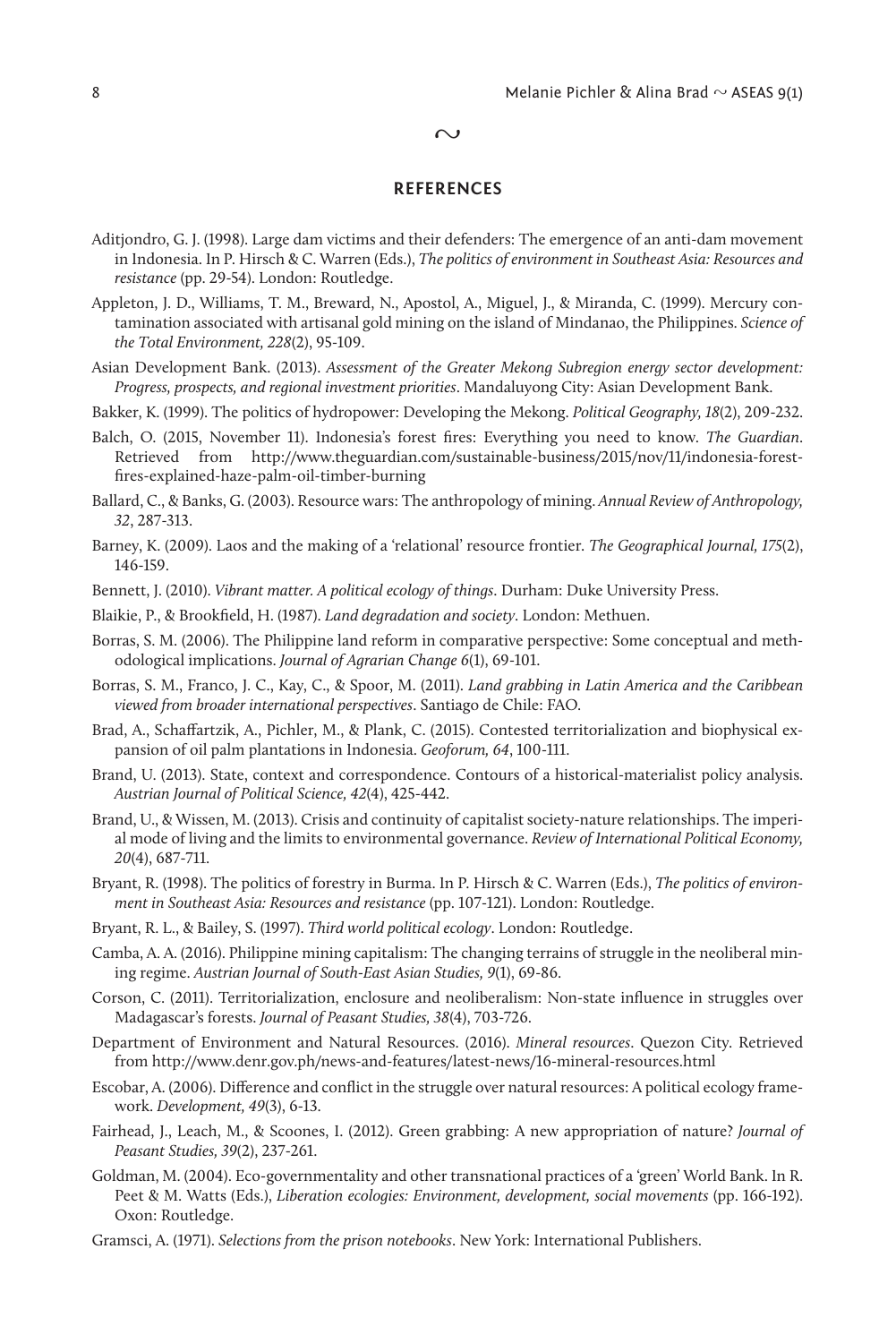## REFERENCES

Aditjondro, G. J. (1998). Large dam victims and their defenders: The emergence of an anti-dam movement in Indonesia. In P. Hirsch & C. Warren (Eds.), *The politics of environment in Southeast Asia: Resources and resistance* (pp. 29-54). London: Routledge.

Appleton, J. D., Williams, T. M., Breward, N., Apostol, A., Miguel, J., & Miranda, C. (1999). Mercury contamination associated with artisanal gold mining on the island of Mindanao, the Philippines. *Science of the Total Environment, 228*(2), 95-109.

Asian Development Bank. (2013). *Assessment of the Greater Mekong Subregion energy sector development: Progress, prospects, and regional investment priorities*. Mandaluyong City: Asian Development Bank.

Bakker, K. (1999). The politics of hydropower: Developing the Mekong. *Political Geography, 18*(2), 209-232.

Balch, O. (2015, November 11). Indonesia's forest fires: Everything you need to know. *The Guardian*. Retrieved from http://www.theguardian.com/sustainable-business/2015/nov/11/indonesia-forest-fires-explained-haze-palm-oil-timber-burning

Ballard, C., & Banks, G. (2003). Resource wars: The anthropology of mining. *Annual Review of Anthropology, 32*, 287-313.

Barney, K. (2009). Laos and the making of a 'relational' resource frontier. *The Geographical Journal, 175*(2), 146-159.

Bennett, J. (2010). *Vibrant matter. A political ecology of things*. Durham: Duke University Press.

Blaikie, P., & Brookfield, H. (1987). *Land degradation and society*. London: Methuen.

Borras, S. M. (2006). The Philippine land reform in comparative perspective: Some conceptual and methodological implications. *Journal of Agrarian Change 6*(1), 69-101.

Borras, S. M., Franco, J. C., Kay, C., & Spoor, M. (2011). *Land grabbing in Latin America and the Caribbean viewed from broader international perspectives*. Santiago de Chile: FAO.

Brad, A., Schaffartzik, A., Pichler, M., & Plank, C. (2015). Contested territorialization and biophysical expansion of oil palm plantations in Indonesia. *Geoforum, 64*, 100-111.

Brand, U. (2013). State, context and correspondence. Contours of a historical-materialist policy analysis. *Austrian Journal of Political Science, 42*(4), 425-442.

Brand, U., & Wissen, M. (2013). Crisis and continuity of capitalist society-nature relationships. The imperial mode of living and the limits to environmental governance. *Review of International Political Economy, 20*(4), 687-711.

Bryant, R. (1998). The politics of forestry in Burma. In P. Hirsch & C. Warren (Eds.), *The politics of environment in Southeast Asia: Resources and resistance* (pp. 107-121). London: Routledge.

Bryant, R. L., & Bailey, S. (1997). *Third world political ecology*. London: Routledge.

Camba, A. A. (2016). Philippine mining capitalism: The changing terrains of struggle in the neoliberal mining regime. *Austrian Journal of South-East Asian Studies, 9*(1), 69-86.

Corson, C. (2011). Territorialization, enclosure and neoliberalism: Non-state influence in struggles over Madagascar's forests. *Journal of Peasant Studies, 38*(4), 703-726.

Department of Environment and Natural Resources. (2016). *Mineral resources*. Quezon City. Retrieved from http://www.denr.gov.ph/news-and-features/latest-news/16-mineral-resources.html

Escobar, A. (2006). Difference and conflict in the struggle over natural resources: A political ecology framework. *Development, 49*(3), 6-13.

Fairhead, J., Leach, M., & Scoones, I. (2012). Green grabbing: A new appropriation of nature? *Journal of Peasant Studies, 39*(2), 237-261.

Goldman, M. (2004). Eco-governmentality and other transnational practices of a 'green' World Bank. In R. Peet & M. Watts (Eds.), *Liberation ecologies: Environment, development, social movements* (pp. 166-192). Oxon: Routledge.

Gramsci, A. (1971). *Selections from the prison notebooks*. New York: International Publishers.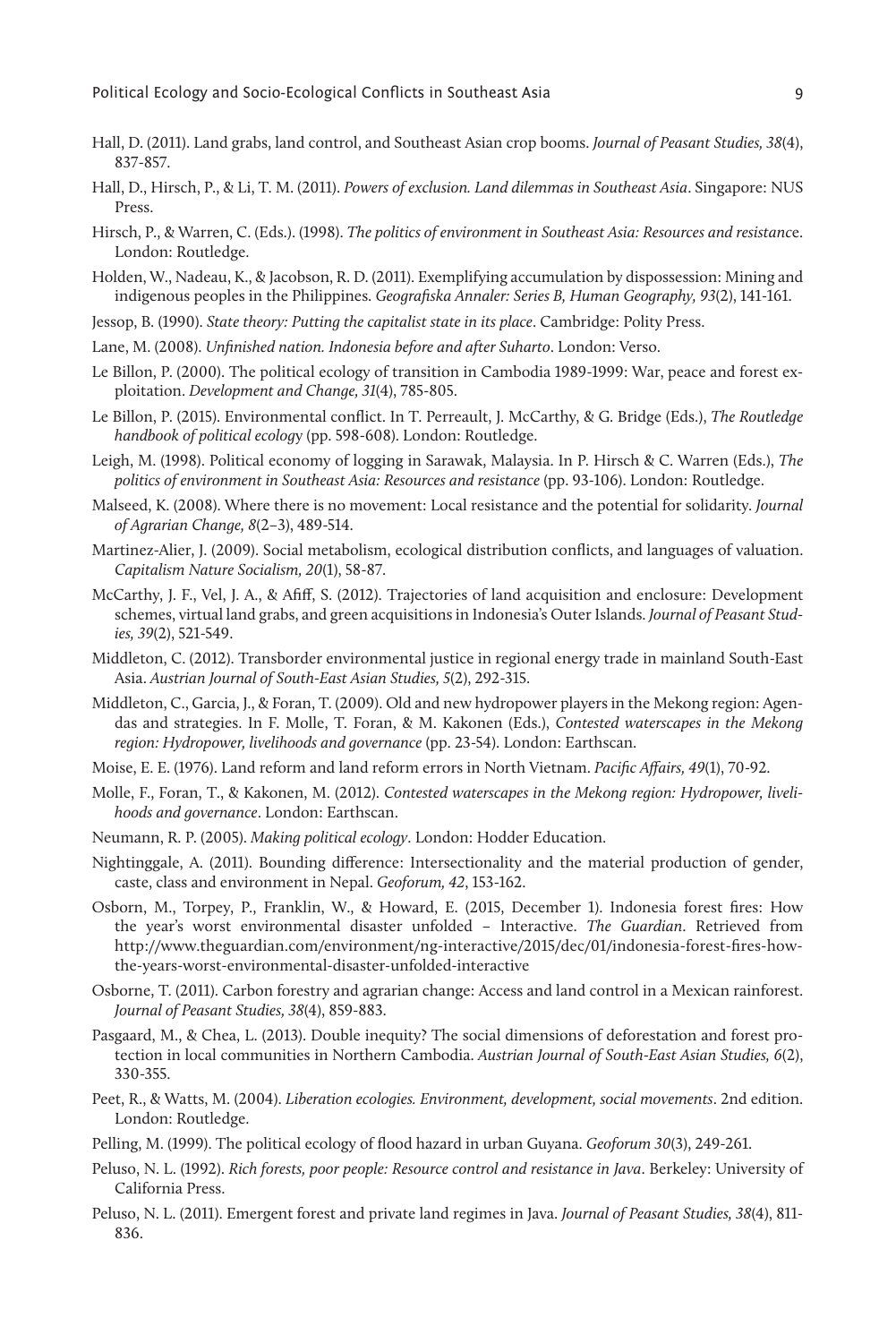Hall, D. (2011). Land grabs, land control, and Southeast Asian crop booms. *Journal of Peasant Studies, 38*(4), 837-857.

Hall, D., Hirsch, P., & Li, T. M. (2011). *Powers of exclusion. Land dilemmas in Southeast Asia*. Singapore: NUS Press.

Hirsch, P., & Warren, C. (Eds.). (1998). *The politics of environment in Southeast Asia: Resources and resistance*. London: Routledge.

Holden, W., Nadeau, K., & Jacobson, R. D. (2011). Exemplifying accumulation by dispossession: Mining and indigenous peoples in the Philippines. *Geografiska Annaler: Series B, Human Geography, 93*(2), 141-161.

Jessop, B. (1990). *State theory: Putting the capitalist state in its place*. Cambridge: Polity Press.

Lane, M. (2008). *Unfinished nation. Indonesia before and after Suharto*. London: Verso.

Le Billon, P. (2000). The political ecology of transition in Cambodia 1989-1999: War, peace and forest exploitation. *Development and Change, 31*(4), 785-805.

Le Billon, P. (2015). Environmental conflict. In T. Perreault, J. McCarthy, & G. Bridge (Eds.), *The Routledge handbook of political ecology* (pp. 598-608). London: Routledge.

Leigh, M. (1998). Political economy of logging in Sarawak, Malaysia. In P. Hirsch & C. Warren (Eds.), *The politics of environment in Southeast Asia: Resources and resistance* (pp. 93-106). London: Routledge.

Malseed, K. (2008). Where there is no movement: Local resistance and the potential for solidarity. *Journal of Agrarian Change, 8*(2–3), 489-514.

Martinez-Alier, J. (2009). Social metabolism, ecological distribution conflicts, and languages of valuation. *Capitalism Nature Socialism, 20*(1), 58-87.

McCarthy, J. F., Vel, J. A., & Afiff, S. (2012). Trajectories of land acquisition and enclosure: Development schemes, virtual land grabs, and green acquisitions in Indonesia's Outer Islands. *Journal of Peasant Studies, 39*(2), 521-549.

Middleton, C. (2012). Transborder environmental justice in regional energy trade in mainland South-East Asia. *Austrian Journal of South-East Asian Studies, 5*(2), 292-315.

Middleton, C., Garcia, J., & Foran, T. (2009). Old and new hydropower players in the Mekong region: Agendas and strategies. In F. Molle, T. Foran, & M. Kakonen (Eds.), *Contested waterscapes in the Mekong region: Hydropower, livelihoods and governance* (pp. 23-54). London: Earthscan.

Moise, E. E. (1976). Land reform and land reform errors in North Vietnam. *Pacific Affairs, 49*(1), 70-92.

Molle, F., Foran, T., & Kakonen, M. (2012). *Contested waterscapes in the Mekong region: Hydropower, livelihoods and governance*. London: Earthscan.

Neumann, R. P. (2005). *Making political ecology*. London: Hodder Education.

Nightinggale, A. (2011). Bounding difference: Intersectionality and the material production of gender, caste, class and environment in Nepal. *Geoforum, 42*, 153-162.

Osborn, M., Torpey, P., Franklin, W., & Howard, E. (2015, December 1). Indonesia forest fires: How the year's worst environmental disaster unfolded – Interactive. *The Guardian*. Retrieved from http://www.theguardian.com/environment/ng-interactive/2015/dec/01/indonesia-forest-fires-how-the-years-worst-environmental-disaster-unfolded-interactive

Osborne, T. (2011). Carbon forestry and agrarian change: Access and land control in a Mexican rainforest. *Journal of Peasant Studies, 38*(4), 859-883.

Pasgaard, M., & Chea, L. (2013). Double inequity? The social dimensions of deforestation and forest protection in local communities in Northern Cambodia. *Austrian Journal of South-East Asian Studies, 6*(2), 330-355.

Peet, R., & Watts, M. (2004). *Liberation ecologies. Environment, development, social movements*. 2nd edition. London: Routledge.

Pelling, M. (1999). The political ecology of flood hazard in urban Guyana. *Geoforum 30*(3), 249-261.

Peluso, N. L. (1992). *Rich forests, poor people: Resource control and resistance in Java*. Berkeley: University of California Press.

Peluso, N. L. (2011). Emergent forest and private land regimes in Java. *Journal of Peasant Studies, 38*(4), 811-836.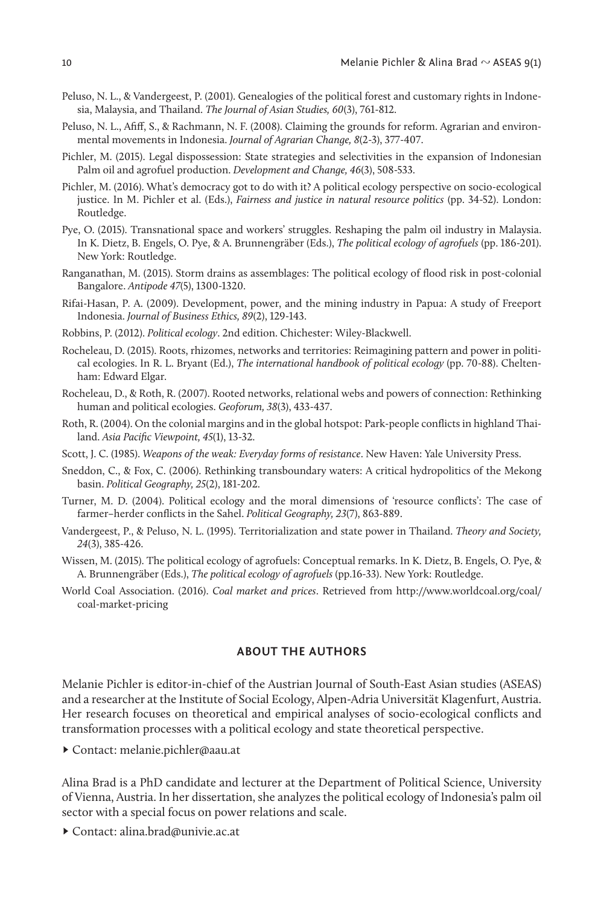Peluso, N. L., & Vandergeest, P. (2001). Genealogies of the political forest and customary rights in Indonesia, Malaysia, and Thailand. *The Journal of Asian Studies, 60*(3), 761-812.

Peluso, N. L., Afiff, S., & Rachmann, N. F. (2008). Claiming the grounds for reform. Agrarian and environmental movements in Indonesia. *Journal of Agrarian Change, 8*(2-3), 377-407.

Pichler, M. (2015). Legal dispossession: State strategies and selectivities in the expansion of Indonesian Palm oil and agrofuel production. *Development and Change, 46*(3), 508-533.

Pichler, M. (2016). What's democracy got to do with it? A political ecology perspective on socio-ecological justice. In M. Pichler et al. (Eds.), *Fairness and justice in natural resource politics* (pp. 34-52). London: Routledge.

Pye, O. (2015). Transnational space and workers' struggles. Reshaping the palm oil industry in Malaysia. In K. Dietz, B. Engels, O. Pye, & A. Brunnengräber (Eds.), *The political ecology of agrofuels* (pp. 186-201). New York: Routledge.

Ranganathan, M. (2015). Storm drains as assemblages: The political ecology of flood risk in post-colonial Bangalore. *Antipode 47*(5), 1300-1320.

Rifai-Hasan, P. A. (2009). Development, power, and the mining industry in Papua: A study of Freeport Indonesia. *Journal of Business Ethics, 89*(2), 129-143.

Robbins, P. (2012). *Political ecology*. 2nd edition. Chichester: Wiley-Blackwell.

Rocheleau, D. (2015). Roots, rhizomes, networks and territories: Reimagining pattern and power in political ecologies. In R. L. Bryant (Ed.), *The international handbook of political ecology* (pp. 70-88). Cheltenham: Edward Elgar.

Rocheleau, D., & Roth, R. (2007). Rooted networks, relational webs and powers of connection: Rethinking human and political ecologies. *Geoforum, 38*(3), 433-437.

Roth, R. (2004). On the colonial margins and in the global hotspot: Park-people conflicts in highland Thailand. *Asia Pacific Viewpoint, 45*(1), 13-32.

Scott, J. C. (1985). *Weapons of the weak: Everyday forms of resistance*. New Haven: Yale University Press.

Sneddon, C., & Fox, C. (2006). Rethinking transboundary waters: A critical hydropolitics of the Mekong basin. *Political Geography, 25*(2), 181-202.

Turner, M. D. (2004). Political ecology and the moral dimensions of 'resource conflicts': The case of farmer–herder conflicts in the Sahel. *Political Geography, 23*(7), 863-889.

Vandergeest, P., & Peluso, N. L. (1995). Territorialization and state power in Thailand. *Theory and Society, 24*(3), 385-426.

Wissen, M. (2015). The political ecology of agrofuels: Conceptual remarks. In K. Dietz, B. Engels, O. Pye, & A. Brunnengräber (Eds.), *The political ecology of agrofuels* (pp.16-33). New York: Routledge.

World Coal Association. (2016). *Coal market and prices*. Retrieved from http://www.worldcoal.org/coal/coal-market-pricing

## ABOUT THE AUTHORS

Melanie Pichler is editor-in-chief of the Austrian Journal of South-East Asian studies (ASEAS) and a researcher at the Institute of Social Ecology, Alpen-Adria Universität Klagenfurt, Austria. Her research focuses on theoretical and empirical analyses of socio-ecological conflicts and transformation processes with a political ecology and state theoretical perspective.

▸ Contact: melanie.pichler@aau.at

Alina Brad is a PhD candidate and lecturer at the Department of Political Science, University of Vienna, Austria. In her dissertation, she analyzes the political ecology of Indonesia's palm oil sector with a special focus on power relations and scale.

▸ Contact: alina.brad@univie.ac.at